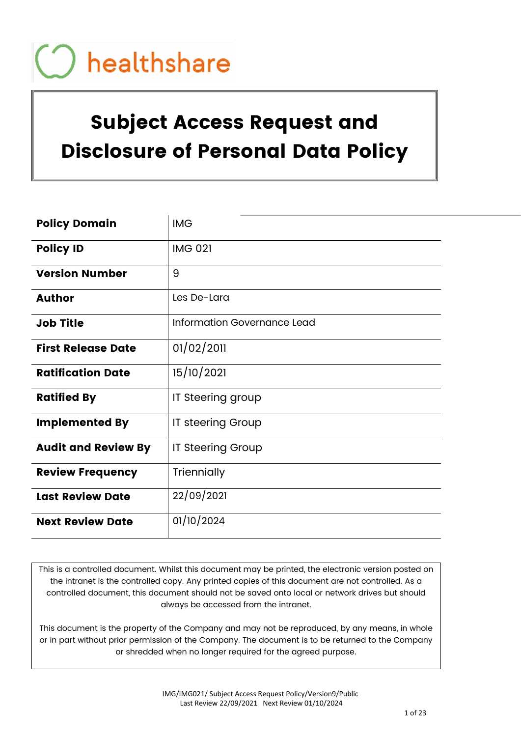healthshare

# Subject Access Request and Disclosure of Personal Data Policy

| | |
|---|---|
| **Policy Domain** | IMG |
| **Policy ID** | IMG 021 |
| **Version Number** | 9 |
| **Author** | Les De-Lara |
| **Job Title** | Information Governance Lead |
| **First Release Date** | 01/02/2011 |
| **Ratification Date** | 15/10/2021 |
| **Ratified By** | IT Steering group |
| **Implemented By** | IT steering Group |
| **Audit and Review By** | IT Steering Group |
| **Review Frequency** | Triennially |
| **Last Review Date** | 22/09/2021 |
| **Next Review Date** | 01/10/2024 |

This is a controlled document. Whilst this document may be printed, the electronic version posted on the intranet is the controlled copy. Any printed copies of this document are not controlled. As a controlled document, this document should not be saved onto local or network drives but should always be accessed from the intranet.

This document is the property of the Company and may not be reproduced, by any means, in whole or in part without prior permission of the Company. The document is to be returned to the Company or shredded when no longer required for the agreed purpose.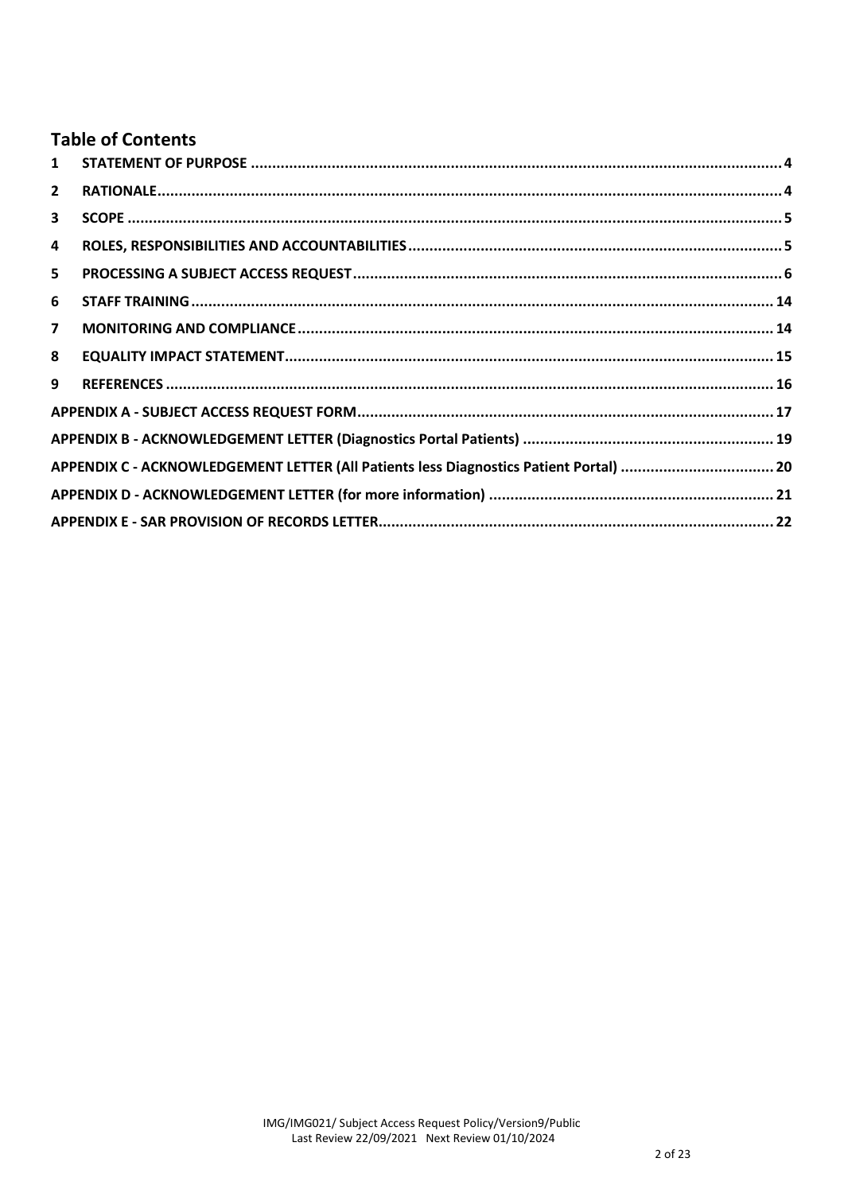## Table of Contents

| | | |
|---|---|---|
| 1 | STATEMENT OF PURPOSE | 4 |
| 2 | RATIONALE | 4 |
| 3 | SCOPE | 5 |
| 4 | ROLES, RESPONSIBILITIES AND ACCOUNTABILITIES | 5 |
| 5 | PROCESSING A SUBJECT ACCESS REQUEST | 6 |
| 6 | STAFF TRAINING | 14 |
| 7 | MONITORING AND COMPLIANCE | 14 |
| 8 | EQUALITY IMPACT STATEMENT | 15 |
| 9 | REFERENCES | 16 |
| | APPENDIX A - SUBJECT ACCESS REQUEST FORM | 17 |
| | APPENDIX B - ACKNOWLEDGEMENT LETTER (Diagnostics Portal Patients) | 19 |
| | APPENDIX C - ACKNOWLEDGEMENT LETTER (All Patients less Diagnostics Patient Portal) | 20 |
| | APPENDIX D - ACKNOWLEDGEMENT LETTER (for more information) | 21 |
| | APPENDIX E - SAR PROVISION OF RECORDS LETTER | 22 |

IMG/IMG021/ Subject Access Request Policy/Version9/Public
Last Review 22/09/2021 Next Review 01/10/2024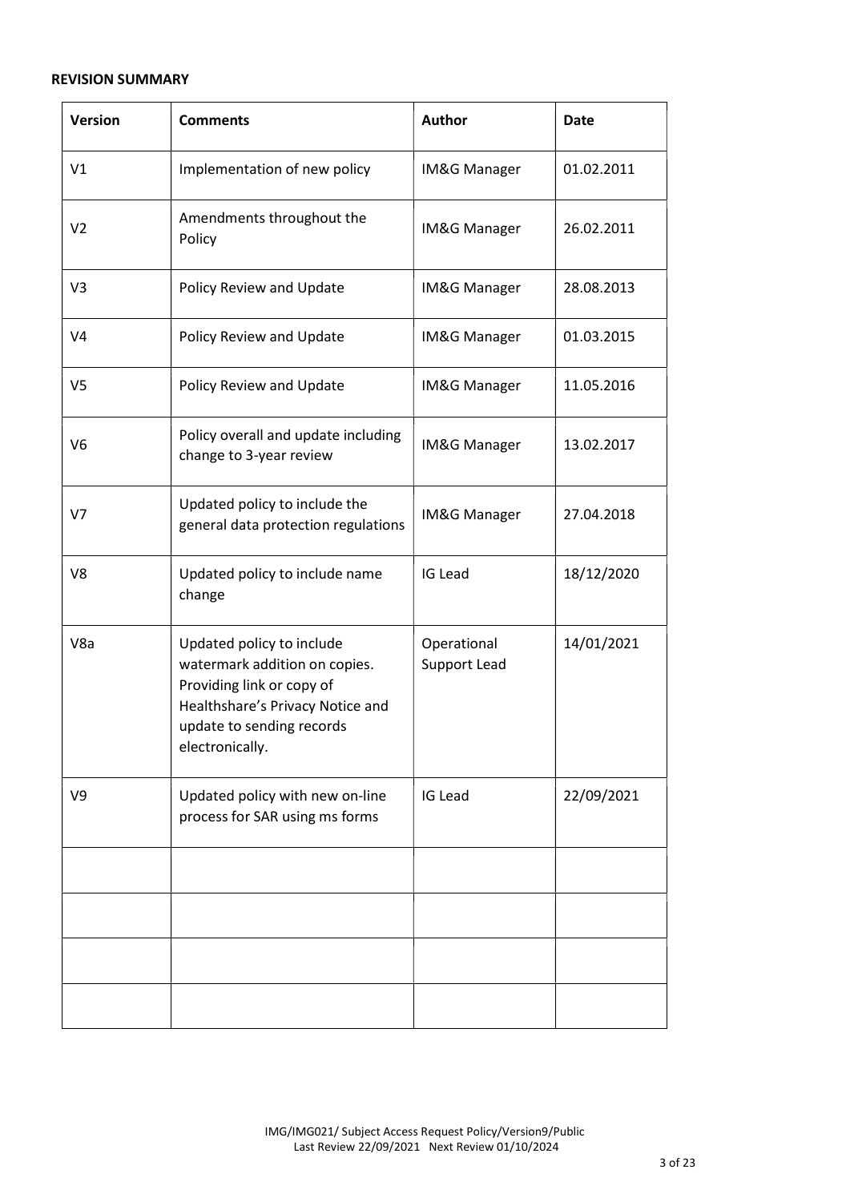**REVISION SUMMARY**

| Version | Comments | Author | Date |
|---|---|---|---|
| V1 | Implementation of new policy | IM&G Manager | 01.02.2011 |
| V2 | Amendments throughout the Policy | IM&G Manager | 26.02.2011 |
| V3 | Policy Review and Update | IM&G Manager | 28.08.2013 |
| V4 | Policy Review and Update | IM&G Manager | 01.03.2015 |
| V5 | Policy Review and Update | IM&G Manager | 11.05.2016 |
| V6 | Policy overall and update including change to 3-year review | IM&G Manager | 13.02.2017 |
| V7 | Updated policy to include the general data protection regulations | IM&G Manager | 27.04.2018 |
| V8 | Updated policy to include name change | IG Lead | 18/12/2020 |
| V8a | Updated policy to include watermark addition on copies. Providing link or copy of Healthshare's Privacy Notice and update to sending records electronically. | Operational Support Lead | 14/01/2021 |
| V9 | Updated policy with new on-line process for SAR using ms forms | IG Lead | 22/09/2021 |
| | | | |
| | | | |
| | | | |
| | | | |

IMG/IMG021/ Subject Access Request Policy/Version9/Public
Last Review 22/09/2021 Next Review 01/10/2024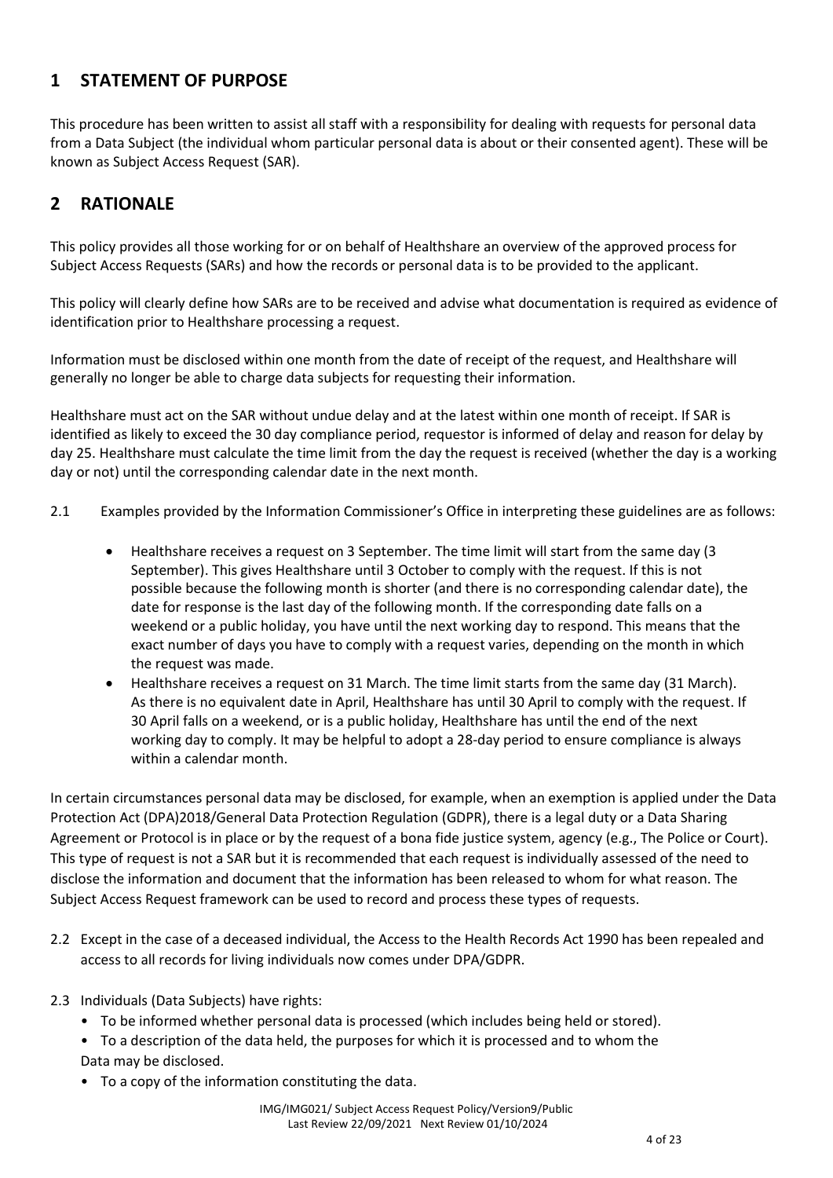## 1 STATEMENT OF PURPOSE

This procedure has been written to assist all staff with a responsibility for dealing with requests for personal data from a Data Subject (the individual whom particular personal data is about or their consented agent). These will be known as Subject Access Request (SAR).

## 2 RATIONALE

This policy provides all those working for or on behalf of Healthshare an overview of the approved process for Subject Access Requests (SARs) and how the records or personal data is to be provided to the applicant.

This policy will clearly define how SARs are to be received and advise what documentation is required as evidence of identification prior to Healthshare processing a request.

Information must be disclosed within one month from the date of receipt of the request, and Healthshare will generally no longer be able to charge data subjects for requesting their information.

Healthshare must act on the SAR without undue delay and at the latest within one month of receipt. If SAR is identified as likely to exceed the 30 day compliance period, requestor is informed of delay and reason for delay by day 25. Healthshare must calculate the time limit from the day the request is received (whether the day is a working day or not) until the corresponding calendar date in the next month.

2.1 Examples provided by the Information Commissioner's Office in interpreting these guidelines are as follows:

- Healthshare receives a request on 3 September. The time limit will start from the same day (3 September). This gives Healthshare until 3 October to comply with the request. If this is not possible because the following month is shorter (and there is no corresponding calendar date), the date for response is the last day of the following month. If the corresponding date falls on a weekend or a public holiday, you have until the next working day to respond. This means that the exact number of days you have to comply with a request varies, depending on the month in which the request was made.
- Healthshare receives a request on 31 March. The time limit starts from the same day (31 March). As there is no equivalent date in April, Healthshare has until 30 April to comply with the request. If 30 April falls on a weekend, or is a public holiday, Healthshare has until the end of the next working day to comply. It may be helpful to adopt a 28-day period to ensure compliance is always within a calendar month.

In certain circumstances personal data may be disclosed, for example, when an exemption is applied under the Data Protection Act (DPA)2018/General Data Protection Regulation (GDPR), there is a legal duty or a Data Sharing Agreement or Protocol is in place or by the request of a bona fide justice system, agency (e.g., The Police or Court). This type of request is not a SAR but it is recommended that each request is individually assessed of the need to disclose the information and document that the information has been released to whom for what reason. The Subject Access Request framework can be used to record and process these types of requests.

2.2 Except in the case of a deceased individual, the Access to the Health Records Act 1990 has been repealed and access to all records for living individuals now comes under DPA/GDPR.

2.3 Individuals (Data Subjects) have rights:

- To be informed whether personal data is processed (which includes being held or stored).
- To a description of the data held, the purposes for which it is processed and to whom the Data may be disclosed.
- To a copy of the information constituting the data.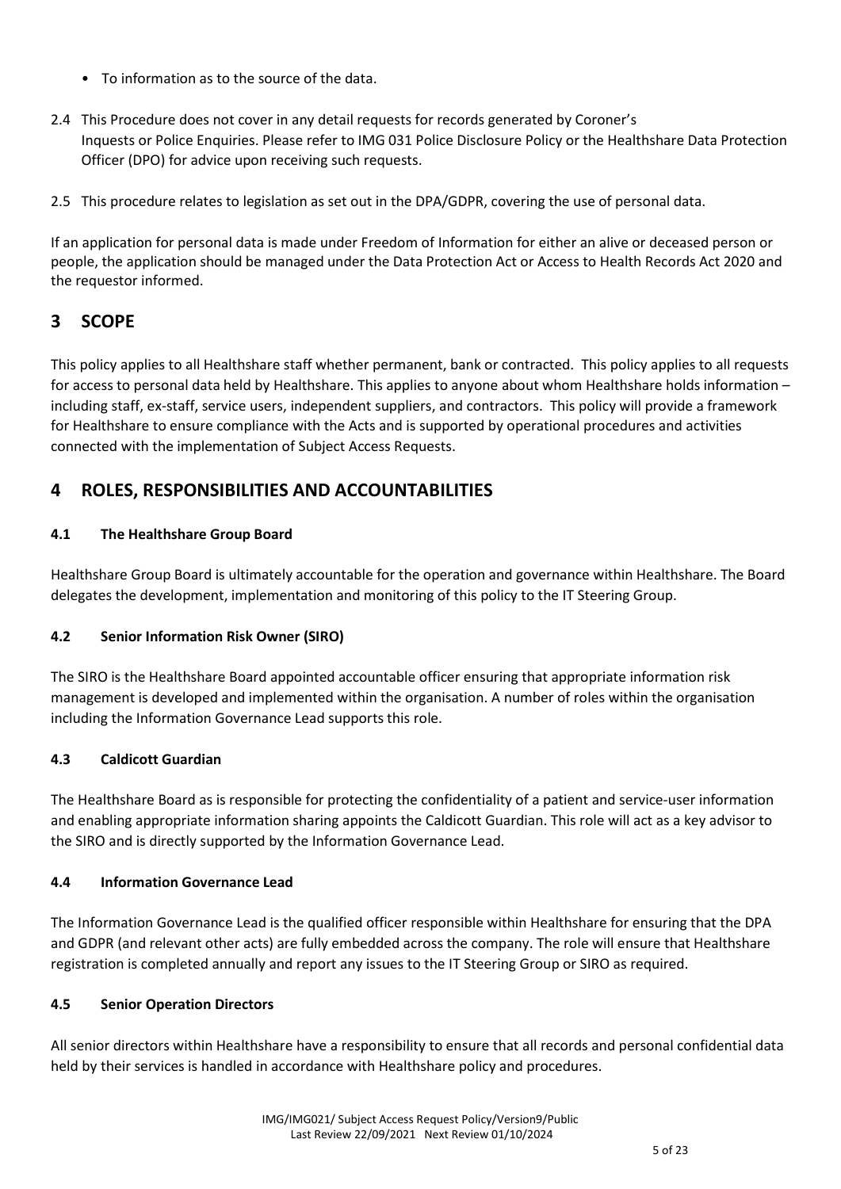- To information as to the source of the data.

2.4 This Procedure does not cover in any detail requests for records generated by Coroner's Inquests or Police Enquiries. Please refer to IMG 031 Police Disclosure Policy or the Healthshare Data Protection Officer (DPO) for advice upon receiving such requests.

2.5 This procedure relates to legislation as set out in the DPA/GDPR, covering the use of personal data.

If an application for personal data is made under Freedom of Information for either an alive or deceased person or people, the application should be managed under the Data Protection Act or Access to Health Records Act 2020 and the requestor informed.

## 3 SCOPE

This policy applies to all Healthshare staff whether permanent, bank or contracted. This policy applies to all requests for access to personal data held by Healthshare. This applies to anyone about whom Healthshare holds information – including staff, ex-staff, service users, independent suppliers, and contractors. This policy will provide a framework for Healthshare to ensure compliance with the Acts and is supported by operational procedures and activities connected with the implementation of Subject Access Requests.

## 4 ROLES, RESPONSIBILITIES AND ACCOUNTABILITIES

### 4.1 The Healthshare Group Board

Healthshare Group Board is ultimately accountable for the operation and governance within Healthshare. The Board delegates the development, implementation and monitoring of this policy to the IT Steering Group.

### 4.2 Senior Information Risk Owner (SIRO)

The SIRO is the Healthshare Board appointed accountable officer ensuring that appropriate information risk management is developed and implemented within the organisation. A number of roles within the organisation including the Information Governance Lead supports this role.

### 4.3 Caldicott Guardian

The Healthshare Board as is responsible for protecting the confidentiality of a patient and service-user information and enabling appropriate information sharing appoints the Caldicott Guardian. This role will act as a key advisor to the SIRO and is directly supported by the Information Governance Lead.

### 4.4 Information Governance Lead

The Information Governance Lead is the qualified officer responsible within Healthshare for ensuring that the DPA and GDPR (and relevant other acts) are fully embedded across the company. The role will ensure that Healthshare registration is completed annually and report any issues to the IT Steering Group or SIRO as required.

### 4.5 Senior Operation Directors

All senior directors within Healthshare have a responsibility to ensure that all records and personal confidential data held by their services is handled in accordance with Healthshare policy and procedures.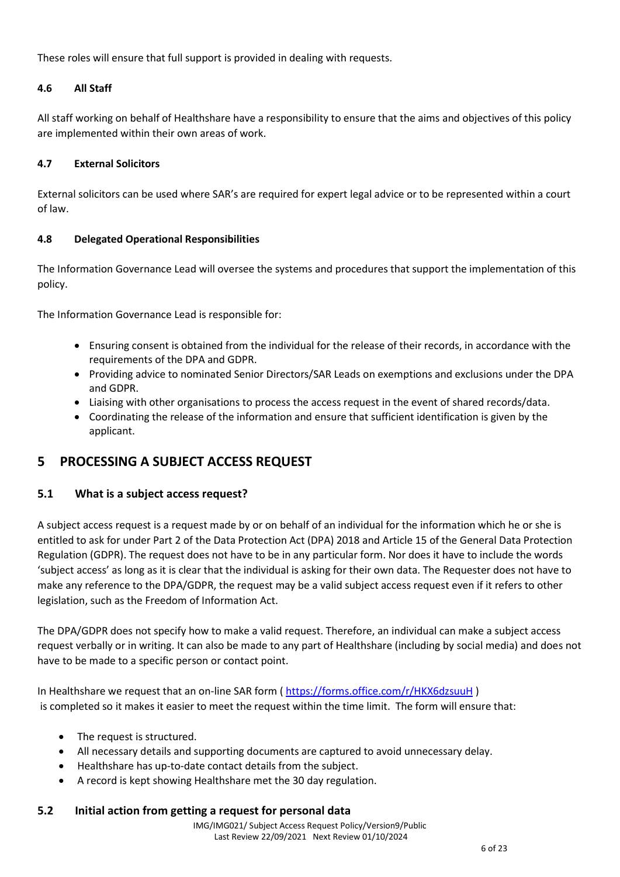These roles will ensure that full support is provided in dealing with requests.

### 4.6 All Staff

All staff working on behalf of Healthshare have a responsibility to ensure that the aims and objectives of this policy are implemented within their own areas of work.

### 4.7 External Solicitors

External solicitors can be used where SAR's are required for expert legal advice or to be represented within a court of law.

### 4.8 Delegated Operational Responsibilities

The Information Governance Lead will oversee the systems and procedures that support the implementation of this policy.

The Information Governance Lead is responsible for:

- Ensuring consent is obtained from the individual for the release of their records, in accordance with the requirements of the DPA and GDPR.
- Providing advice to nominated Senior Directors/SAR Leads on exemptions and exclusions under the DPA and GDPR.
- Liaising with other organisations to process the access request in the event of shared records/data.
- Coordinating the release of the information and ensure that sufficient identification is given by the applicant.

## 5 PROCESSING A SUBJECT ACCESS REQUEST

### 5.1 What is a subject access request?

A subject access request is a request made by or on behalf of an individual for the information which he or she is entitled to ask for under Part 2 of the Data Protection Act (DPA) 2018 and Article 15 of the General Data Protection Regulation (GDPR). The request does not have to be in any particular form. Nor does it have to include the words 'subject access' as long as it is clear that the individual is asking for their own data. The Requester does not have to make any reference to the DPA/GDPR, the request may be a valid subject access request even if it refers to other legislation, such as the Freedom of Information Act.

The DPA/GDPR does not specify how to make a valid request. Therefore, an individual can make a subject access request verbally or in writing. It can also be made to any part of Healthshare (including by social media) and does not have to be made to a specific person or contact point.

In Healthshare we request that an on-line SAR form ( https://forms.office.com/r/HKX6dzsuuH ) is completed so it makes it easier to meet the request within the time limit. The form will ensure that:

- The request is structured.
- All necessary details and supporting documents are captured to avoid unnecessary delay.
- Healthshare has up-to-date contact details from the subject.
- A record is kept showing Healthshare met the 30 day regulation.

### 5.2 Initial action from getting a request for personal data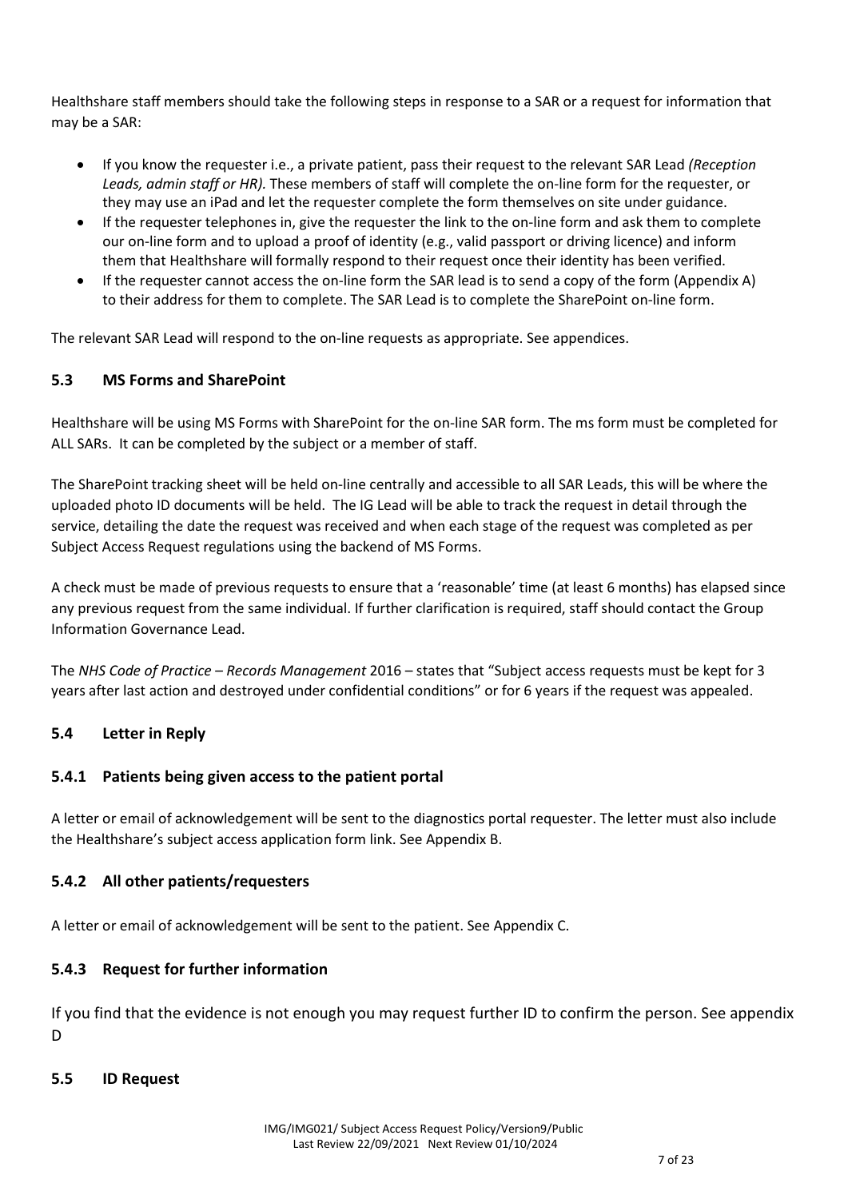Healthshare staff members should take the following steps in response to a SAR or a request for information that may be a SAR:

- If you know the requester i.e., a private patient, pass their request to the relevant SAR Lead *(Reception Leads, admin staff or HR).* These members of staff will complete the on-line form for the requester, or they may use an iPad and let the requester complete the form themselves on site under guidance.
- If the requester telephones in, give the requester the link to the on-line form and ask them to complete our on-line form and to upload a proof of identity (e.g., valid passport or driving licence) and inform them that Healthshare will formally respond to their request once their identity has been verified.
- If the requester cannot access the on-line form the SAR lead is to send a copy of the form (Appendix A) to their address for them to complete. The SAR Lead is to complete the SharePoint on-line form.

The relevant SAR Lead will respond to the on-line requests as appropriate. See appendices.

### 5.3 MS Forms and SharePoint

Healthshare will be using MS Forms with SharePoint for the on-line SAR form. The ms form must be completed for ALL SARs. It can be completed by the subject or a member of staff.

The SharePoint tracking sheet will be held on-line centrally and accessible to all SAR Leads, this will be where the uploaded photo ID documents will be held. The IG Lead will be able to track the request in detail through the service, detailing the date the request was received and when each stage of the request was completed as per Subject Access Request regulations using the backend of MS Forms.

A check must be made of previous requests to ensure that a 'reasonable' time (at least 6 months) has elapsed since any previous request from the same individual. If further clarification is required, staff should contact the Group Information Governance Lead.

The *NHS Code of Practice – Records Management* 2016 – states that "Subject access requests must be kept for 3 years after last action and destroyed under confidential conditions" or for 6 years if the request was appealed.

### 5.4 Letter in Reply

### 5.4.1 Patients being given access to the patient portal

A letter or email of acknowledgement will be sent to the diagnostics portal requester. The letter must also include the Healthshare's subject access application form link. See Appendix B.

### 5.4.2 All other patients/requesters

A letter or email of acknowledgement will be sent to the patient. See Appendix C.

### 5.4.3 Request for further information

If you find that the evidence is not enough you may request further ID to confirm the person. See appendix D

### 5.5 ID Request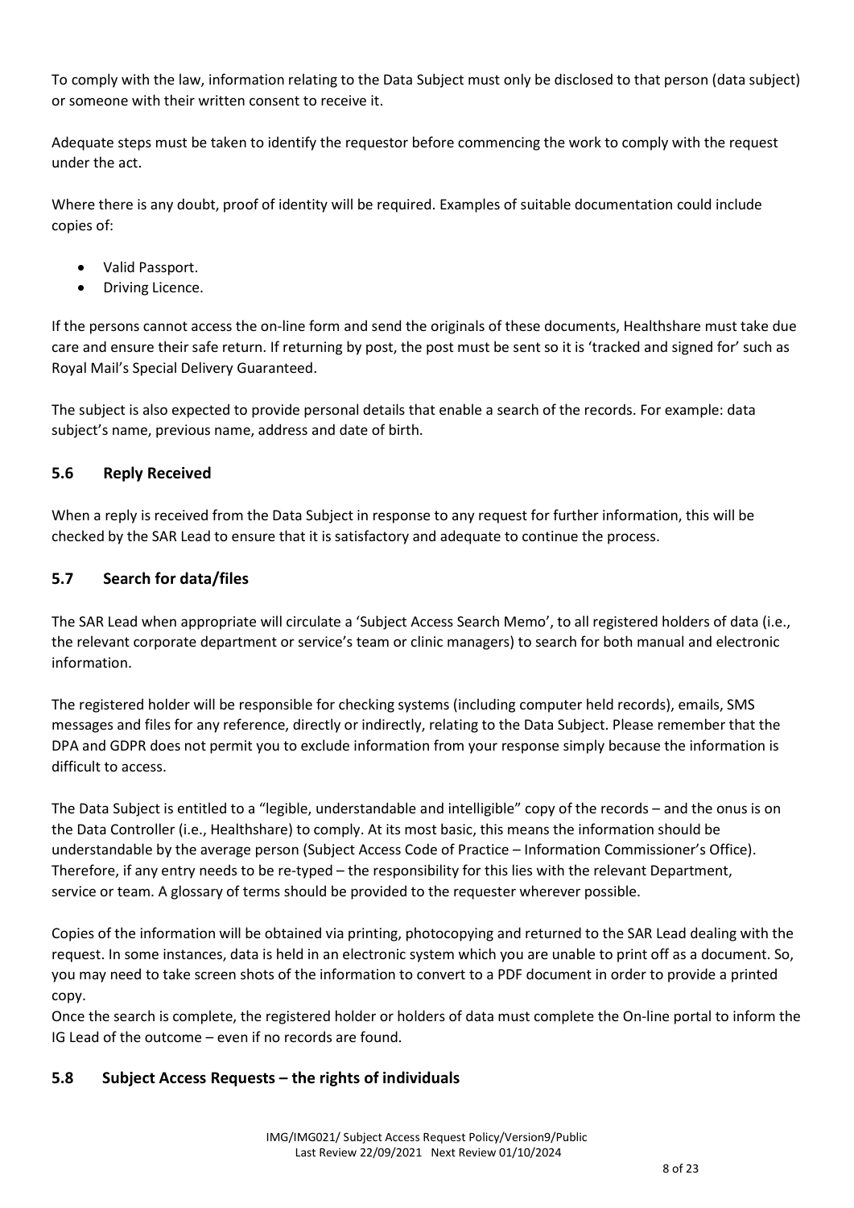To comply with the law, information relating to the Data Subject must only be disclosed to that person (data subject) or someone with their written consent to receive it.

Adequate steps must be taken to identify the requestor before commencing the work to comply with the request under the act.

Where there is any doubt, proof of identity will be required. Examples of suitable documentation could include copies of:

- Valid Passport.
- Driving Licence.

If the persons cannot access the on-line form and send the originals of these documents, Healthshare must take due care and ensure their safe return. If returning by post, the post must be sent so it is 'tracked and signed for' such as Royal Mail's Special Delivery Guaranteed.

The subject is also expected to provide personal details that enable a search of the records. For example: data subject's name, previous name, address and date of birth.

## 5.6 Reply Received

When a reply is received from the Data Subject in response to any request for further information, this will be checked by the SAR Lead to ensure that it is satisfactory and adequate to continue the process.

## 5.7 Search for data/files

The SAR Lead when appropriate will circulate a 'Subject Access Search Memo', to all registered holders of data (i.e., the relevant corporate department or service's team or clinic managers) to search for both manual and electronic information.

The registered holder will be responsible for checking systems (including computer held records), emails, SMS messages and files for any reference, directly or indirectly, relating to the Data Subject. Please remember that the DPA and GDPR does not permit you to exclude information from your response simply because the information is difficult to access.

The Data Subject is entitled to a "legible, understandable and intelligible" copy of the records – and the onus is on the Data Controller (i.e., Healthshare) to comply. At its most basic, this means the information should be understandable by the average person (Subject Access Code of Practice – Information Commissioner's Office). Therefore, if any entry needs to be re-typed – the responsibility for this lies with the relevant Department, service or team. A glossary of terms should be provided to the requester wherever possible.

Copies of the information will be obtained via printing, photocopying and returned to the SAR Lead dealing with the request. In some instances, data is held in an electronic system which you are unable to print off as a document. So, you may need to take screen shots of the information to convert to a PDF document in order to provide a printed copy.

Once the search is complete, the registered holder or holders of data must complete the On-line portal to inform the IG Lead of the outcome – even if no records are found.

## 5.8 Subject Access Requests – the rights of individuals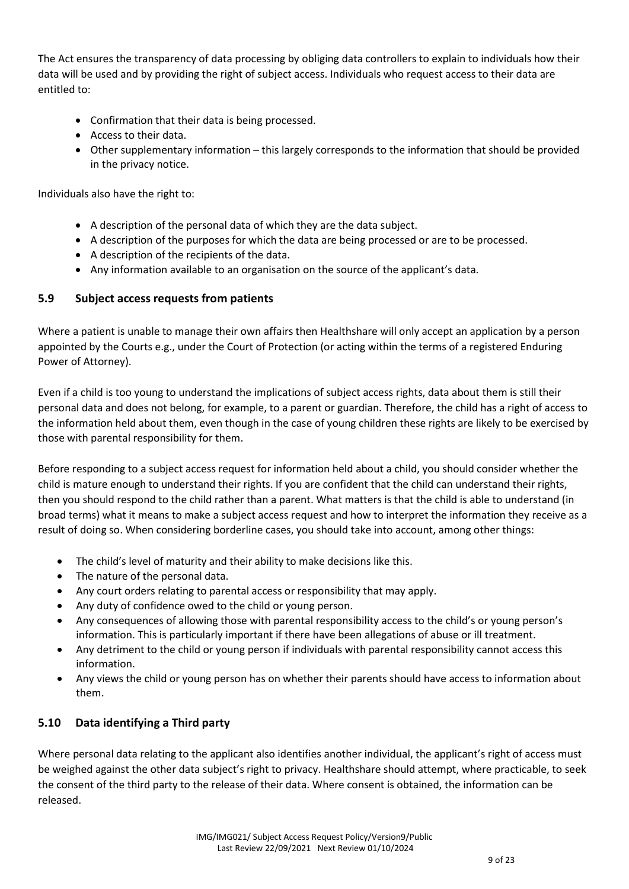The Act ensures the transparency of data processing by obliging data controllers to explain to individuals how their data will be used and by providing the right of subject access. Individuals who request access to their data are entitled to:

- Confirmation that their data is being processed.
- Access to their data.
- Other supplementary information – this largely corresponds to the information that should be provided in the privacy notice.

Individuals also have the right to:

- A description of the personal data of which they are the data subject.
- A description of the purposes for which the data are being processed or are to be processed.
- A description of the recipients of the data.
- Any information available to an organisation on the source of the applicant's data.

## 5.9 Subject access requests from patients

Where a patient is unable to manage their own affairs then Healthshare will only accept an application by a person appointed by the Courts e.g., under the Court of Protection (or acting within the terms of a registered Enduring Power of Attorney).

Even if a child is too young to understand the implications of subject access rights, data about them is still their personal data and does not belong, for example, to a parent or guardian. Therefore, the child has a right of access to the information held about them, even though in the case of young children these rights are likely to be exercised by those with parental responsibility for them.

Before responding to a subject access request for information held about a child, you should consider whether the child is mature enough to understand their rights. If you are confident that the child can understand their rights, then you should respond to the child rather than a parent. What matters is that the child is able to understand (in broad terms) what it means to make a subject access request and how to interpret the information they receive as a result of doing so. When considering borderline cases, you should take into account, among other things:

- The child's level of maturity and their ability to make decisions like this.
- The nature of the personal data.
- Any court orders relating to parental access or responsibility that may apply.
- Any duty of confidence owed to the child or young person.
- Any consequences of allowing those with parental responsibility access to the child's or young person's information. This is particularly important if there have been allegations of abuse or ill treatment.
- Any detriment to the child or young person if individuals with parental responsibility cannot access this information.
- Any views the child or young person has on whether their parents should have access to information about them.

## 5.10 Data identifying a Third party

Where personal data relating to the applicant also identifies another individual, the applicant's right of access must be weighed against the other data subject's right to privacy. Healthshare should attempt, where practicable, to seek the consent of the third party to the release of their data. Where consent is obtained, the information can be released.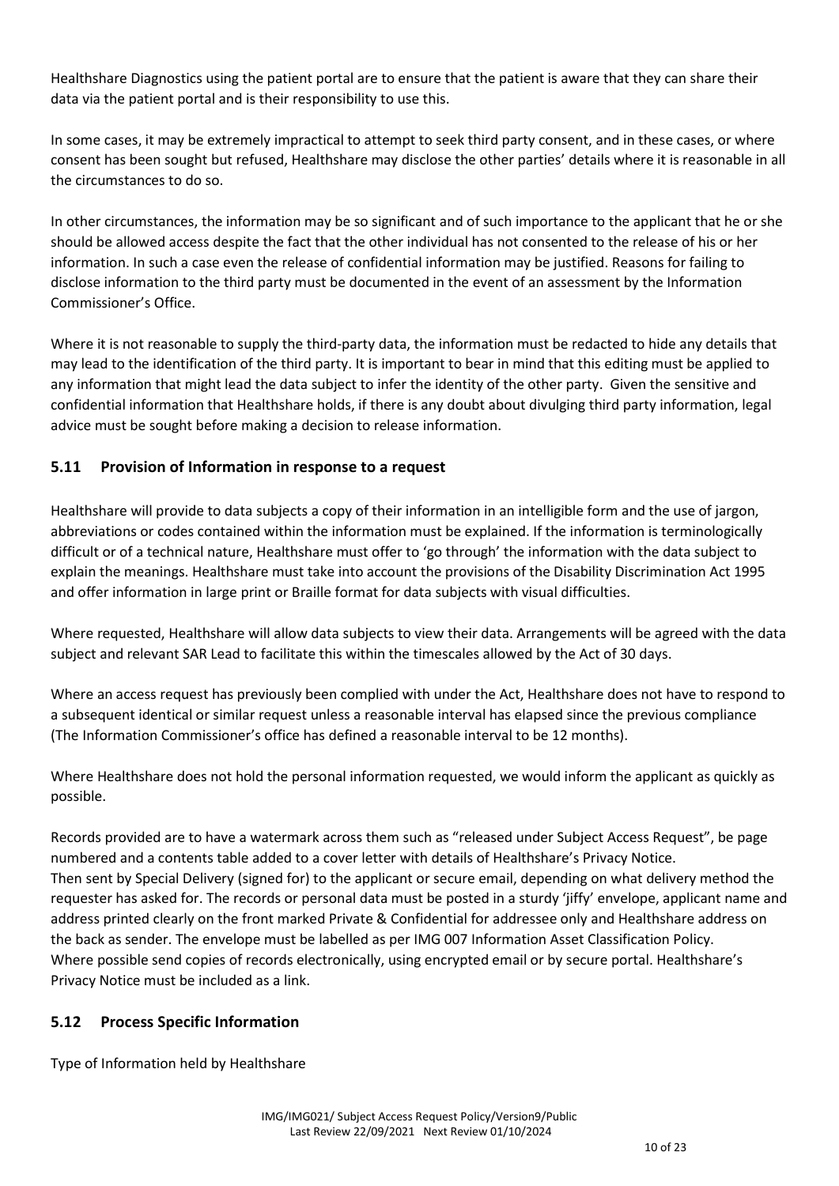Healthshare Diagnostics using the patient portal are to ensure that the patient is aware that they can share their data via the patient portal and is their responsibility to use this.

In some cases, it may be extremely impractical to attempt to seek third party consent, and in these cases, or where consent has been sought but refused, Healthshare may disclose the other parties' details where it is reasonable in all the circumstances to do so.

In other circumstances, the information may be so significant and of such importance to the applicant that he or she should be allowed access despite the fact that the other individual has not consented to the release of his or her information. In such a case even the release of confidential information may be justified. Reasons for failing to disclose information to the third party must be documented in the event of an assessment by the Information Commissioner's Office.

Where it is not reasonable to supply the third-party data, the information must be redacted to hide any details that may lead to the identification of the third party. It is important to bear in mind that this editing must be applied to any information that might lead the data subject to infer the identity of the other party. Given the sensitive and confidential information that Healthshare holds, if there is any doubt about divulging third party information, legal advice must be sought before making a decision to release information.

## 5.11 Provision of Information in response to a request

Healthshare will provide to data subjects a copy of their information in an intelligible form and the use of jargon, abbreviations or codes contained within the information must be explained. If the information is terminologically difficult or of a technical nature, Healthshare must offer to 'go through' the information with the data subject to explain the meanings. Healthshare must take into account the provisions of the Disability Discrimination Act 1995 and offer information in large print or Braille format for data subjects with visual difficulties.

Where requested, Healthshare will allow data subjects to view their data. Arrangements will be agreed with the data subject and relevant SAR Lead to facilitate this within the timescales allowed by the Act of 30 days.

Where an access request has previously been complied with under the Act, Healthshare does not have to respond to a subsequent identical or similar request unless a reasonable interval has elapsed since the previous compliance (The Information Commissioner's office has defined a reasonable interval to be 12 months).

Where Healthshare does not hold the personal information requested, we would inform the applicant as quickly as possible.

Records provided are to have a watermark across them such as "released under Subject Access Request", be page numbered and a contents table added to a cover letter with details of Healthshare's Privacy Notice.
Then sent by Special Delivery (signed for) to the applicant or secure email, depending on what delivery method the requester has asked for. The records or personal data must be posted in a sturdy 'jiffy' envelope, applicant name and address printed clearly on the front marked Private & Confidential for addressee only and Healthshare address on the back as sender. The envelope must be labelled as per IMG 007 Information Asset Classification Policy.
Where possible send copies of records electronically, using encrypted email or by secure portal. Healthshare's Privacy Notice must be included as a link.

## 5.12 Process Specific Information

Type of Information held by Healthshare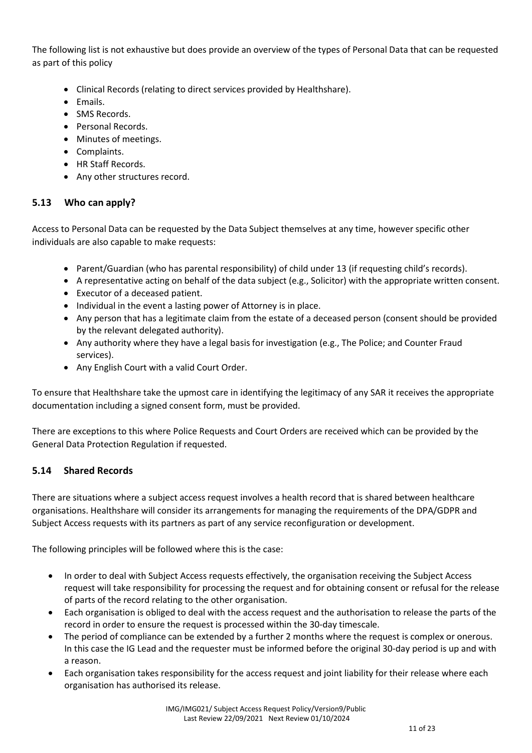The following list is not exhaustive but does provide an overview of the types of Personal Data that can be requested as part of this policy

- Clinical Records (relating to direct services provided by Healthshare).
- Emails.
- SMS Records.
- Personal Records.
- Minutes of meetings.
- Complaints.
- HR Staff Records.
- Any other structures record.

### 5.13 Who can apply?

Access to Personal Data can be requested by the Data Subject themselves at any time, however specific other individuals are also capable to make requests:

- Parent/Guardian (who has parental responsibility) of child under 13 (if requesting child's records).
- A representative acting on behalf of the data subject (e.g., Solicitor) with the appropriate written consent.
- Executor of a deceased patient.
- Individual in the event a lasting power of Attorney is in place.
- Any person that has a legitimate claim from the estate of a deceased person (consent should be provided by the relevant delegated authority).
- Any authority where they have a legal basis for investigation (e.g., The Police; and Counter Fraud services).
- Any English Court with a valid Court Order.

To ensure that Healthshare take the upmost care in identifying the legitimacy of any SAR it receives the appropriate documentation including a signed consent form, must be provided.

There are exceptions to this where Police Requests and Court Orders are received which can be provided by the General Data Protection Regulation if requested.

### 5.14 Shared Records

There are situations where a subject access request involves a health record that is shared between healthcare organisations. Healthshare will consider its arrangements for managing the requirements of the DPA/GDPR and Subject Access requests with its partners as part of any service reconfiguration or development.

The following principles will be followed where this is the case:

- In order to deal with Subject Access requests effectively, the organisation receiving the Subject Access request will take responsibility for processing the request and for obtaining consent or refusal for the release of parts of the record relating to the other organisation.
- Each organisation is obliged to deal with the access request and the authorisation to release the parts of the record in order to ensure the request is processed within the 30-day timescale.
- The period of compliance can be extended by a further 2 months where the request is complex or onerous. In this case the IG Lead and the requester must be informed before the original 30-day period is up and with a reason.
- Each organisation takes responsibility for the access request and joint liability for their release where each organisation has authorised its release.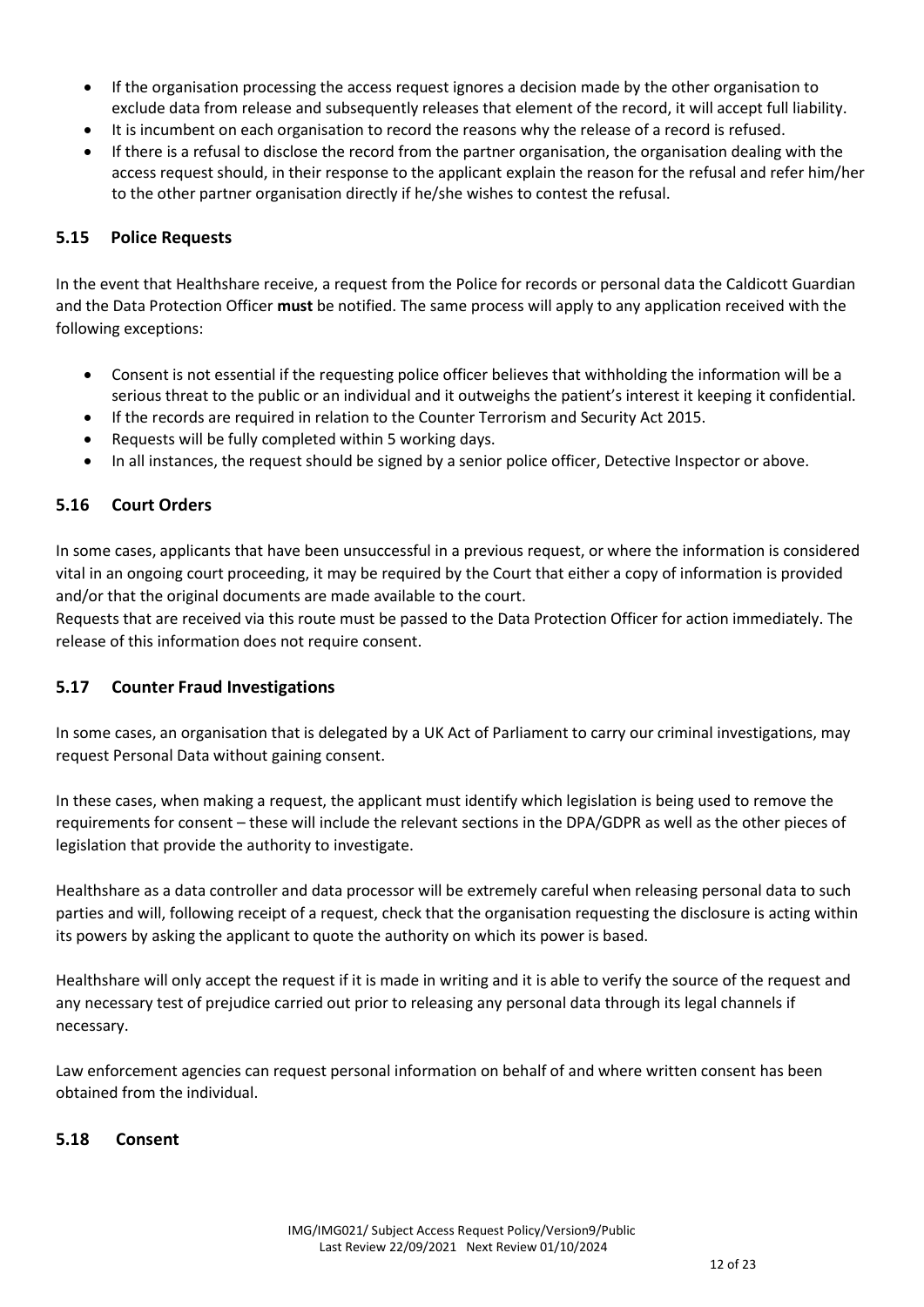- If the organisation processing the access request ignores a decision made by the other organisation to exclude data from release and subsequently releases that element of the record, it will accept full liability.
- It is incumbent on each organisation to record the reasons why the release of a record is refused.
- If there is a refusal to disclose the record from the partner organisation, the organisation dealing with the access request should, in their response to the applicant explain the reason for the refusal and refer him/her to the other partner organisation directly if he/she wishes to contest the refusal.

### 5.15 Police Requests

In the event that Healthshare receive, a request from the Police for records or personal data the Caldicott Guardian and the Data Protection Officer **must** be notified. The same process will apply to any application received with the following exceptions:

- Consent is not essential if the requesting police officer believes that withholding the information will be a serious threat to the public or an individual and it outweighs the patient's interest it keeping it confidential.
- If the records are required in relation to the Counter Terrorism and Security Act 2015.
- Requests will be fully completed within 5 working days.
- In all instances, the request should be signed by a senior police officer, Detective Inspector or above.

### 5.16 Court Orders

In some cases, applicants that have been unsuccessful in a previous request, or where the information is considered vital in an ongoing court proceeding, it may be required by the Court that either a copy of information is provided and/or that the original documents are made available to the court.
Requests that are received via this route must be passed to the Data Protection Officer for action immediately. The release of this information does not require consent.

### 5.17 Counter Fraud Investigations

In some cases, an organisation that is delegated by a UK Act of Parliament to carry our criminal investigations, may request Personal Data without gaining consent.

In these cases, when making a request, the applicant must identify which legislation is being used to remove the requirements for consent – these will include the relevant sections in the DPA/GDPR as well as the other pieces of legislation that provide the authority to investigate.

Healthshare as a data controller and data processor will be extremely careful when releasing personal data to such parties and will, following receipt of a request, check that the organisation requesting the disclosure is acting within its powers by asking the applicant to quote the authority on which its power is based.

Healthshare will only accept the request if it is made in writing and it is able to verify the source of the request and any necessary test of prejudice carried out prior to releasing any personal data through its legal channels if necessary.

Law enforcement agencies can request personal information on behalf of and where written consent has been obtained from the individual.

### 5.18 Consent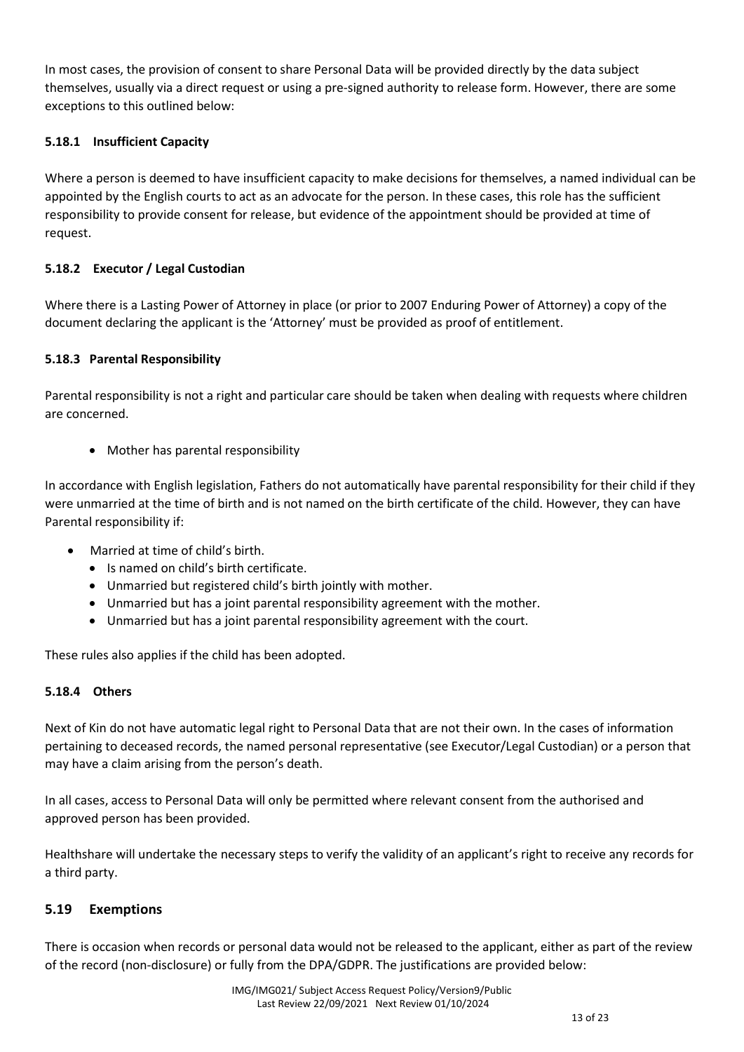In most cases, the provision of consent to share Personal Data will be provided directly by the data subject themselves, usually via a direct request or using a pre-signed authority to release form. However, there are some exceptions to this outlined below:

#### 5.18.1 Insufficient Capacity

Where a person is deemed to have insufficient capacity to make decisions for themselves, a named individual can be appointed by the English courts to act as an advocate for the person. In these cases, this role has the sufficient responsibility to provide consent for release, but evidence of the appointment should be provided at time of request.

#### 5.18.2 Executor / Legal Custodian

Where there is a Lasting Power of Attorney in place (or prior to 2007 Enduring Power of Attorney) a copy of the document declaring the applicant is the 'Attorney' must be provided as proof of entitlement.

#### 5.18.3 Parental Responsibility

Parental responsibility is not a right and particular care should be taken when dealing with requests where children are concerned.

- Mother has parental responsibility

In accordance with English legislation, Fathers do not automatically have parental responsibility for their child if they were unmarried at the time of birth and is not named on the birth certificate of the child. However, they can have Parental responsibility if:

- Married at time of child's birth.
- Is named on child's birth certificate.
- Unmarried but registered child's birth jointly with mother.
- Unmarried but has a joint parental responsibility agreement with the mother.
- Unmarried but has a joint parental responsibility agreement with the court.

These rules also applies if the child has been adopted.

#### 5.18.4 Others

Next of Kin do not have automatic legal right to Personal Data that are not their own. In the cases of information pertaining to deceased records, the named personal representative (see Executor/Legal Custodian) or a person that may have a claim arising from the person's death.

In all cases, access to Personal Data will only be permitted where relevant consent from the authorised and approved person has been provided.

Healthshare will undertake the necessary steps to verify the validity of an applicant's right to receive any records for a third party.

### 5.19 Exemptions

There is occasion when records or personal data would not be released to the applicant, either as part of the review of the record (non-disclosure) or fully from the DPA/GDPR. The justifications are provided below: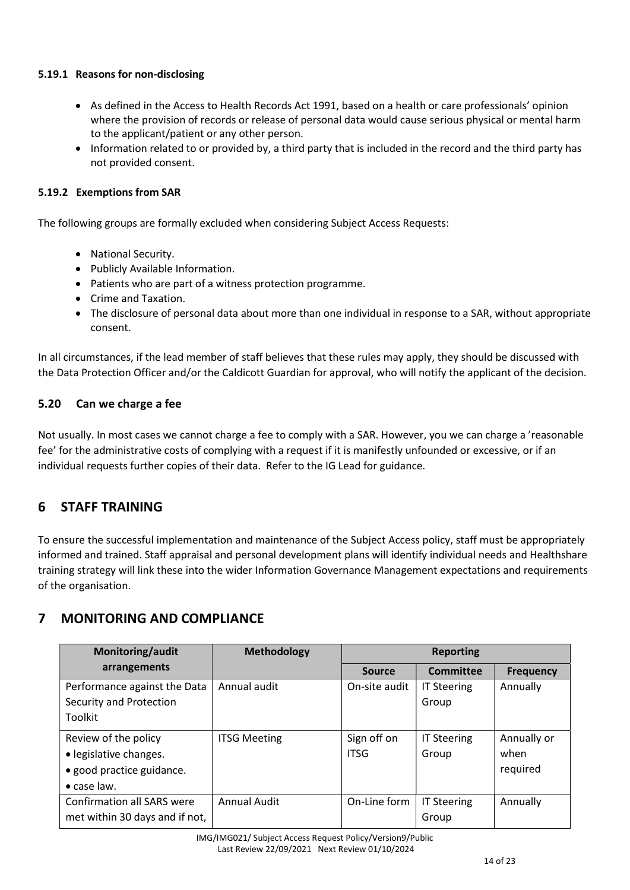#### 5.19.1 Reasons for non-disclosing

- As defined in the Access to Health Records Act 1991, based on a health or care professionals' opinion where the provision of records or release of personal data would cause serious physical or mental harm to the applicant/patient or any other person.
- Information related to or provided by, a third party that is included in the record and the third party has not provided consent.

#### 5.19.2 Exemptions from SAR

The following groups are formally excluded when considering Subject Access Requests:

- National Security.
- Publicly Available Information.
- Patients who are part of a witness protection programme.
- Crime and Taxation.
- The disclosure of personal data about more than one individual in response to a SAR, without appropriate consent.

In all circumstances, if the lead member of staff believes that these rules may apply, they should be discussed with the Data Protection Officer and/or the Caldicott Guardian for approval, who will notify the applicant of the decision.

### 5.20 Can we charge a fee

Not usually. In most cases we cannot charge a fee to comply with a SAR. However, you we can charge a 'reasonable fee' for the administrative costs of complying with a request if it is manifestly unfounded or excessive, or if an individual requests further copies of their data. Refer to the IG Lead for guidance.

## 6 STAFF TRAINING

To ensure the successful implementation and maintenance of the Subject Access policy, staff must be appropriately informed and trained. Staff appraisal and personal development plans will identify individual needs and Healthshare training strategy will link these into the wider Information Governance Management expectations and requirements of the organisation.

## 7 MONITORING AND COMPLIANCE

| Monitoring/audit arrangements | Methodology | Reporting | | |
|---|---|---|---|---|
| | | Source | Committee | Frequency |
| Performance against the Data Security and Protection Toolkit | Annual audit | On-site audit | IT Steering Group | Annually |
| Review of the policy<br>• legislative changes.<br>• good practice guidance.<br>• case law. | ITSG Meeting | Sign off on ITSG | IT Steering Group | Annually or when required |
| Confirmation all SARS were met within 30 days and if not, | Annual Audit | On-Line form | IT Steering Group | Annually |

IMG/IMG021/ Subject Access Request Policy/Version9/Public
Last Review 22/09/2021 Next Review 01/10/2024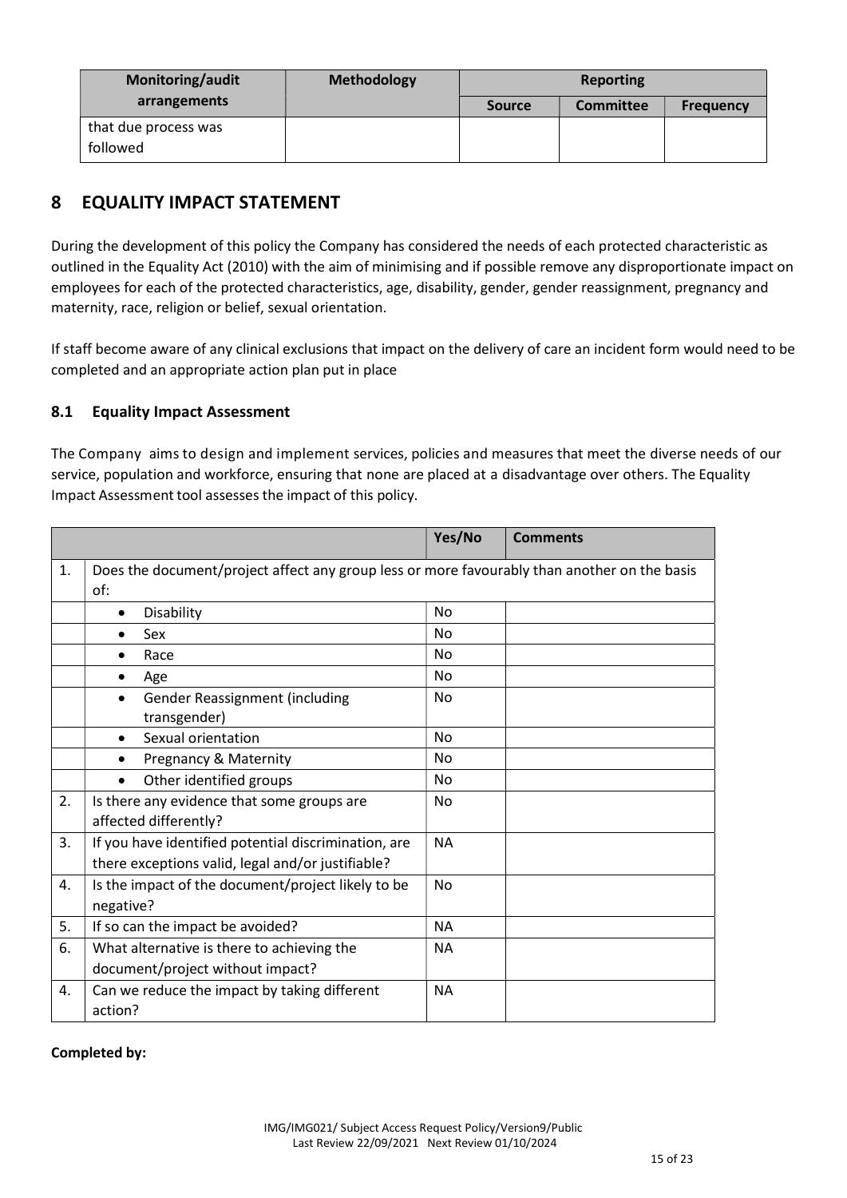| Monitoring/audit arrangements | Methodology | Reporting | | |
|---|---|---|---|---|
| | | Source | Committee | Frequency |
| that due process was followed | | | | |

## 8 EQUALITY IMPACT STATEMENT

During the development of this policy the Company has considered the needs of each protected characteristic as outlined in the Equality Act (2010) with the aim of minimising and if possible remove any disproportionate impact on employees for each of the protected characteristics, age, disability, gender, gender reassignment, pregnancy and maternity, race, religion or belief, sexual orientation.

If staff become aware of any clinical exclusions that impact on the delivery of care an incident form would need to be completed and an appropriate action plan put in place

### 8.1 Equality Impact Assessment

The Company aims to design and implement services, policies and measures that meet the diverse needs of our service, population and workforce, ensuring that none are placed at a disadvantage over others. The Equality Impact Assessment tool assesses the impact of this policy.

| | | Yes/No | Comments |
|---|---|---|---|
| 1. | Does the document/project affect any group less or more favourably than another on the basis of: | | |
| | • Disability | No | |
| | • Sex | No | |
| | • Race | No | |
| | • Age | No | |
| | • Gender Reassignment (including transgender) | No | |
| | • Sexual orientation | No | |
| | • Pregnancy & Maternity | No | |
| | • Other identified groups | No | |
| 2. | Is there any evidence that some groups are affected differently? | No | |
| 3. | If you have identified potential discrimination, are there exceptions valid, legal and/or justifiable? | NA | |
| 4. | Is the impact of the document/project likely to be negative? | No | |
| 5. | If so can the impact be avoided? | NA | |
| 6. | What alternative is there to achieving the document/project without impact? | NA | |
| 4. | Can we reduce the impact by taking different action? | NA | |

**Completed by:**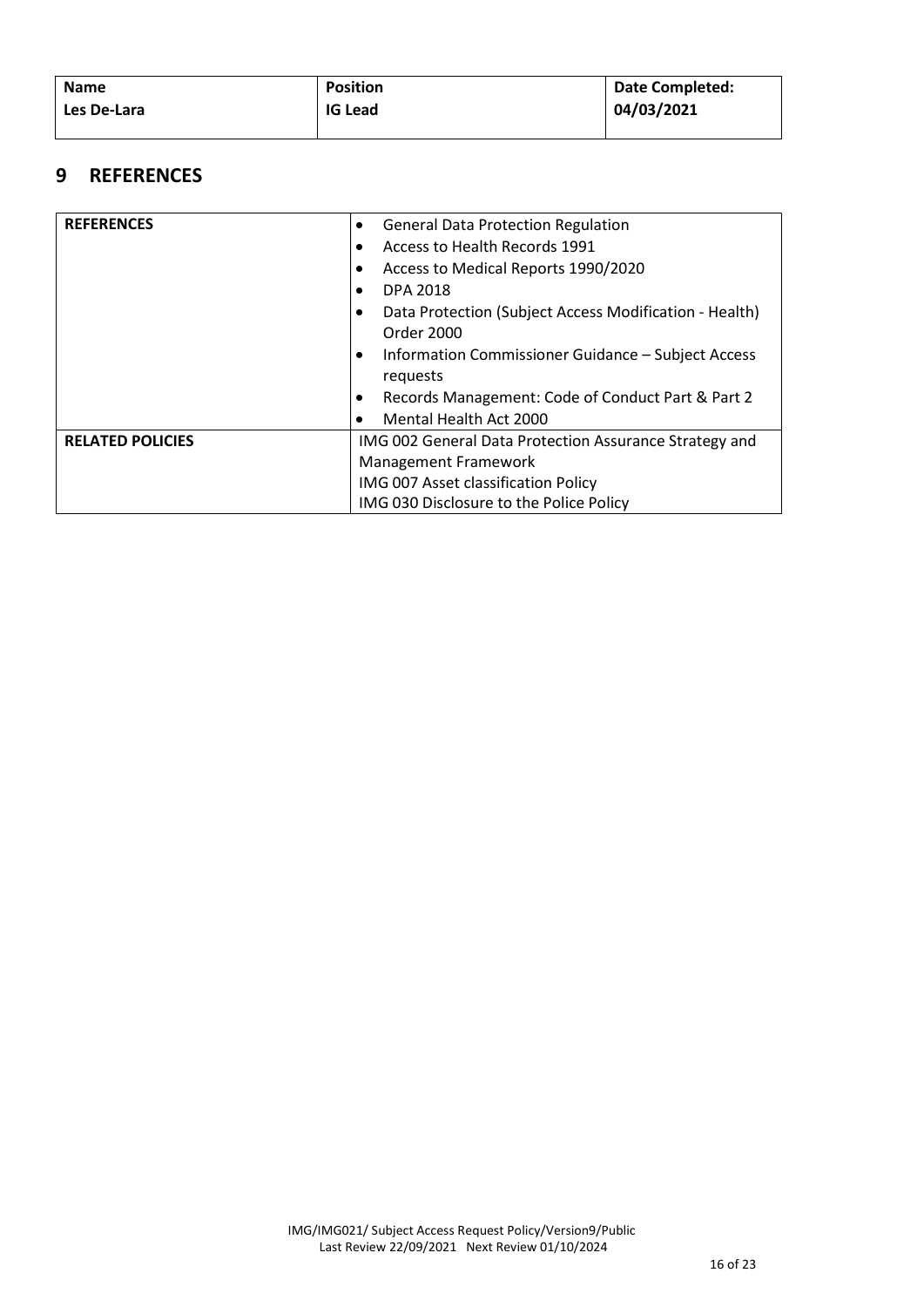| Name | Position | Date Completed: |
| --- | --- | --- |
| Les De-Lara | IG Lead | 04/03/2021 |

## 9 REFERENCES

| REFERENCES | • General Data Protection Regulation<br>• Access to Health Records 1991<br>• Access to Medical Reports 1990/2020<br>• DPA 2018<br>• Data Protection (Subject Access Modification - Health) Order 2000<br>• Information Commissioner Guidance – Subject Access requests<br>• Records Management: Code of Conduct Part & Part 2<br>• Mental Health Act 2000 |
| --- | --- |
| RELATED POLICIES | IMG 002 General Data Protection Assurance Strategy and Management Framework<br>IMG 007 Asset classification Policy<br>IMG 030 Disclosure to the Police Policy |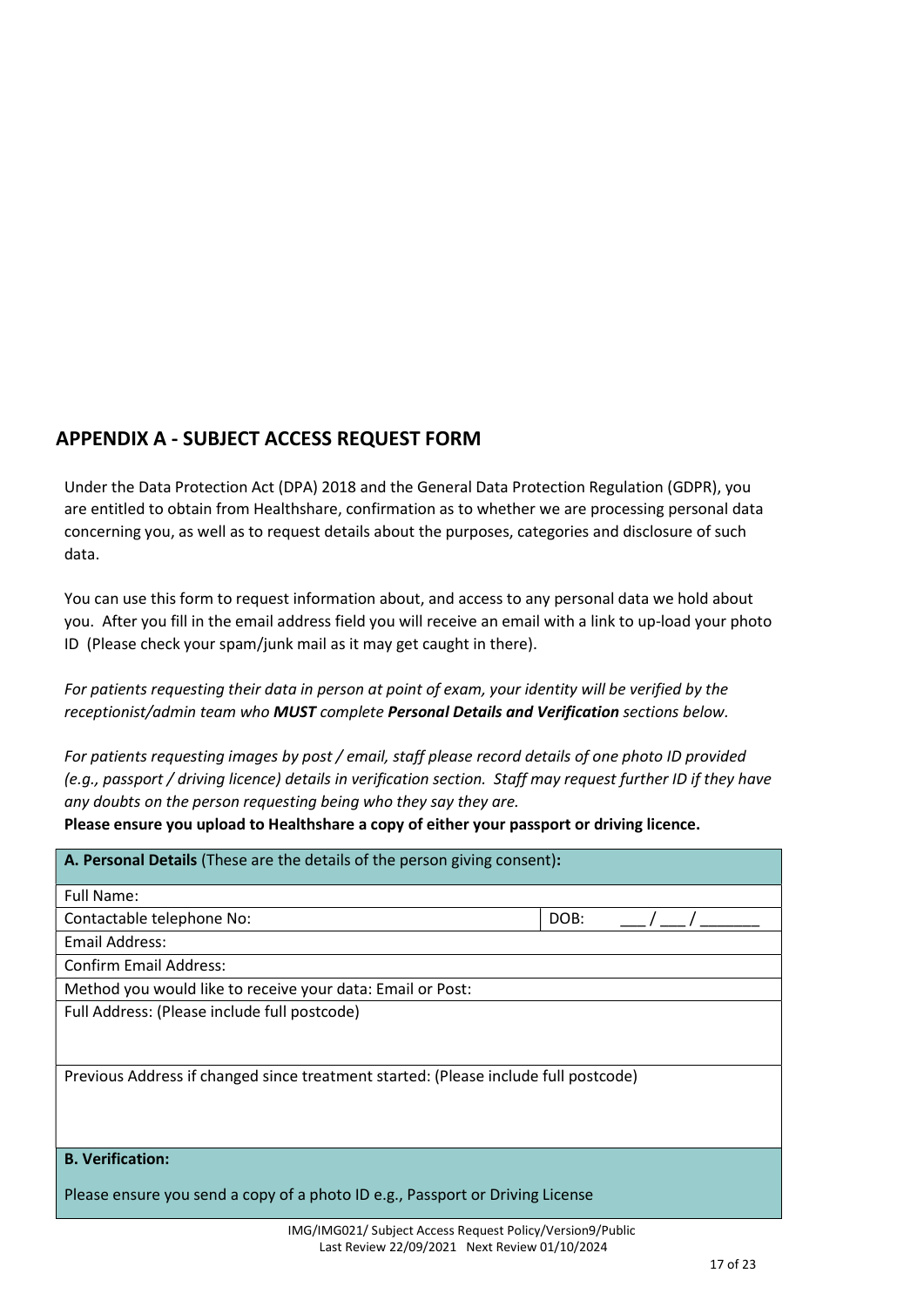## APPENDIX A - SUBJECT ACCESS REQUEST FORM

Under the Data Protection Act (DPA) 2018 and the General Data Protection Regulation (GDPR), you are entitled to obtain from Healthshare, confirmation as to whether we are processing personal data concerning you, as well as to request details about the purposes, categories and disclosure of such data.

You can use this form to request information about, and access to any personal data we hold about you. After you fill in the email address field you will receive an email with a link to up-load your photo ID (Please check your spam/junk mail as it may get caught in there).

*For patients requesting their data in person at point of exam, your identity will be verified by the receptionist/admin team who **MUST** complete **Personal Details and Verification** sections below.*

*For patients requesting images by post / email, staff please record details of one photo ID provided (e.g., passport / driving licence) details in verification section. Staff may request further ID if they have any doubts on the person requesting being who they say they are.*

**Please ensure you upload to Healthshare a copy of either your passport or driving licence.**

| **A. Personal Details** (These are the details of the person giving consent)**:** | |
|---|---|
| Full Name: | |
| Contactable telephone No: | DOB: ___ / ___ / _______ |
| Email Address: | |
| Confirm Email Address: | |
| Method you would like to receive your data: Email or Post: | |
| Full Address: (Please include full postcode) | |
| Previous Address if changed since treatment started: (Please include full postcode) | |
| **B. Verification:**<br>Please ensure you send a copy of a photo ID e.g., Passport or Driving License | |

IMG/IMG021/ Subject Access Request Policy/Version9/Public
Last Review 22/09/2021 Next Review 01/10/2024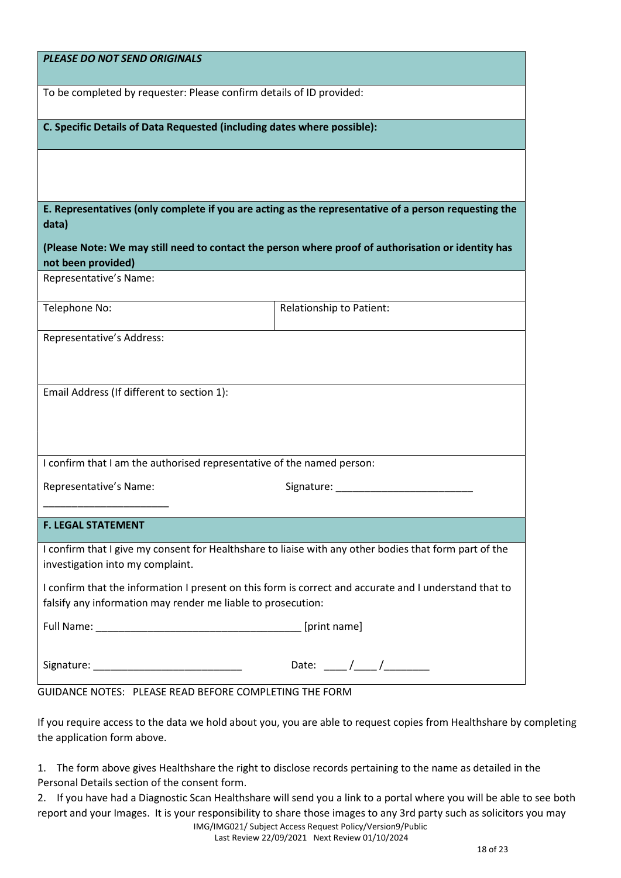***PLEASE DO NOT SEND ORIGINALS***

To be completed by requester: Please confirm details of ID provided:

**C. Specific Details of Data Requested (including dates where possible):**

**E. Representatives (only complete if you are acting as the representative of a person requesting the data)**

**(Please Note: We may still need to contact the person where proof of authorisation or identity has not been provided)**

| Representative's Name: | |
|---|---|
| Telephone No: | Relationship to Patient: |
| Representative's Address: | |
| Email Address (If different to section 1): | |

I confirm that I am the authorised representative of the named person:

Representative's Name: ______________________ Signature: ________________________

**F. LEGAL STATEMENT**

I confirm that I give my consent for Healthshare to liaise with any other bodies that form part of the investigation into my complaint.

I confirm that the information I present on this form is correct and accurate and I understand that to falsify any information may render me liable to prosecution:

Full Name: _____________________________________ [print name]

Signature: __________________________ Date: ____/____/________

GUIDANCE NOTES: PLEASE READ BEFORE COMPLETING THE FORM

If you require access to the data we hold about you, you are able to request copies from Healthshare by completing the application form above.

1. The form above gives Healthshare the right to disclose records pertaining to the name as detailed in the Personal Details section of the consent form.
2. If you have had a Diagnostic Scan Healthshare will send you a link to a portal where you will be able to see both report and your Images. It is your responsibility to share those images to any 3rd party such as solicitors you may

IMG/IMG021/ Subject Access Request Policy/Version9/Public
Last Review 22/09/2021 Next Review 01/10/2024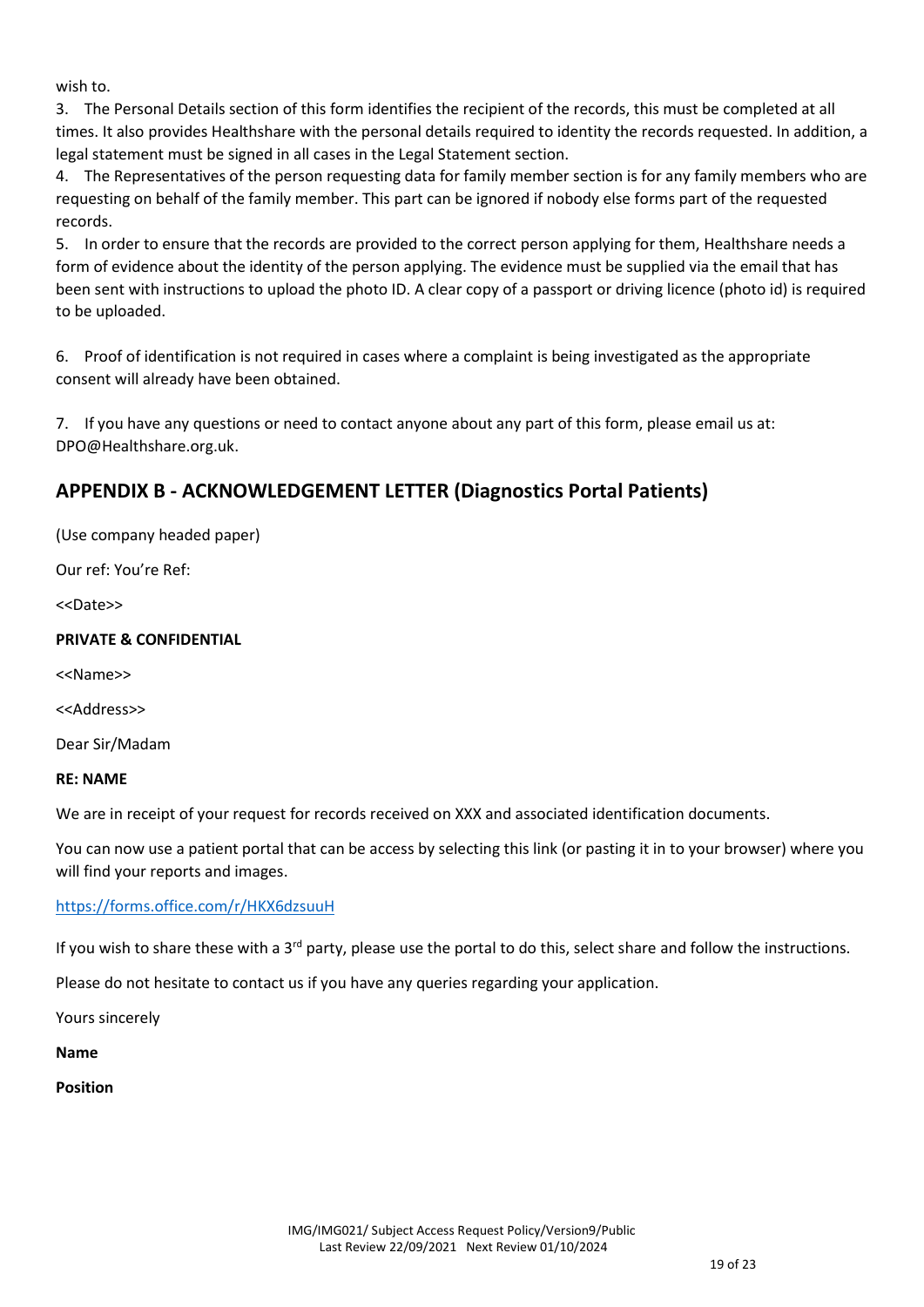wish to.

3. The Personal Details section of this form identifies the recipient of the records, this must be completed at all times. It also provides Healthshare with the personal details required to identity the records requested. In addition, a legal statement must be signed in all cases in the Legal Statement section.
4. The Representatives of the person requesting data for family member section is for any family members who are requesting on behalf of the family member. This part can be ignored if nobody else forms part of the requested records.
5. In order to ensure that the records are provided to the correct person applying for them, Healthshare needs a form of evidence about the identity of the person applying. The evidence must be supplied via the email that has been sent with instructions to upload the photo ID. A clear copy of a passport or driving licence (photo id) is required to be uploaded.

6. Proof of identification is not required in cases where a complaint is being investigated as the appropriate consent will already have been obtained.

7. If you have any questions or need to contact anyone about any part of this form, please email us at: DPO@Healthshare.org.uk.

## APPENDIX B - ACKNOWLEDGEMENT LETTER (Diagnostics Portal Patients)

(Use company headed paper)

Our ref: You're Ref:

<<Date>>

**PRIVATE & CONFIDENTIAL**

<<Name>>

<<Address>>

Dear Sir/Madam

**RE: NAME**

We are in receipt of your request for records received on XXX and associated identification documents.

You can now use a patient portal that can be access by selecting this link (or pasting it in to your browser) where you will find your reports and images.

https://forms.office.com/r/HKX6dzsuuH

If you wish to share these with a 3rd party, please use the portal to do this, select share and follow the instructions.

Please do not hesitate to contact us if you have any queries regarding your application.

Yours sincerely

**Name**

**Position**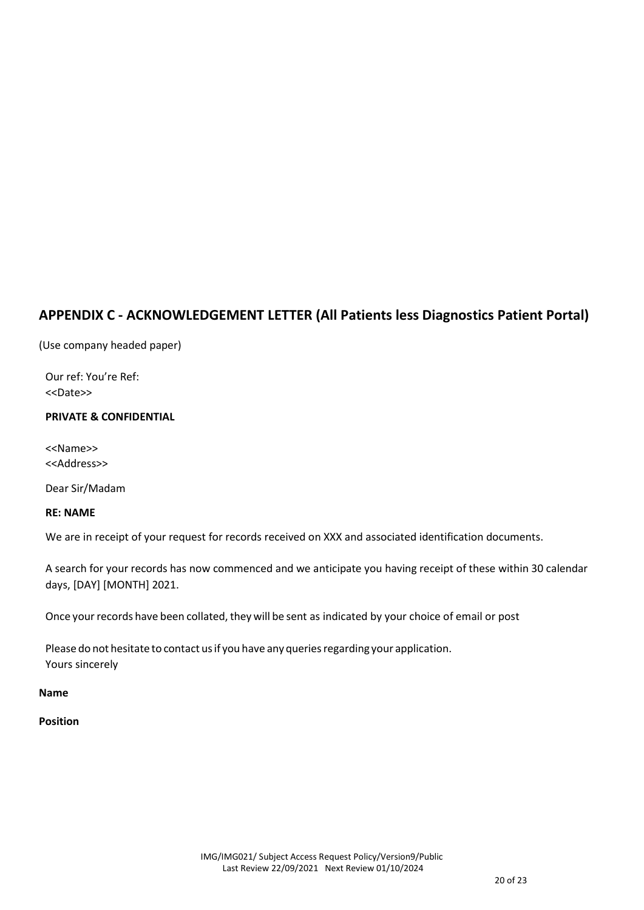## APPENDIX C - ACKNOWLEDGEMENT LETTER (All Patients less Diagnostics Patient Portal)

(Use company headed paper)

Our ref: You're Ref:
<<Date>>

**PRIVATE & CONFIDENTIAL**

<<Name>>
<<Address>>

Dear Sir/Madam

**RE: NAME**

We are in receipt of your request for records received on XXX and associated identification documents.

A search for your records has now commenced and we anticipate you having receipt of these within 30 calendar days, [DAY] [MONTH] 2021.

Once your records have been collated, they will be sent as indicated by your choice of email or post

Please do not hesitate to contact us if you have any queries regarding your application.
Yours sincerely

**Name**

**Position**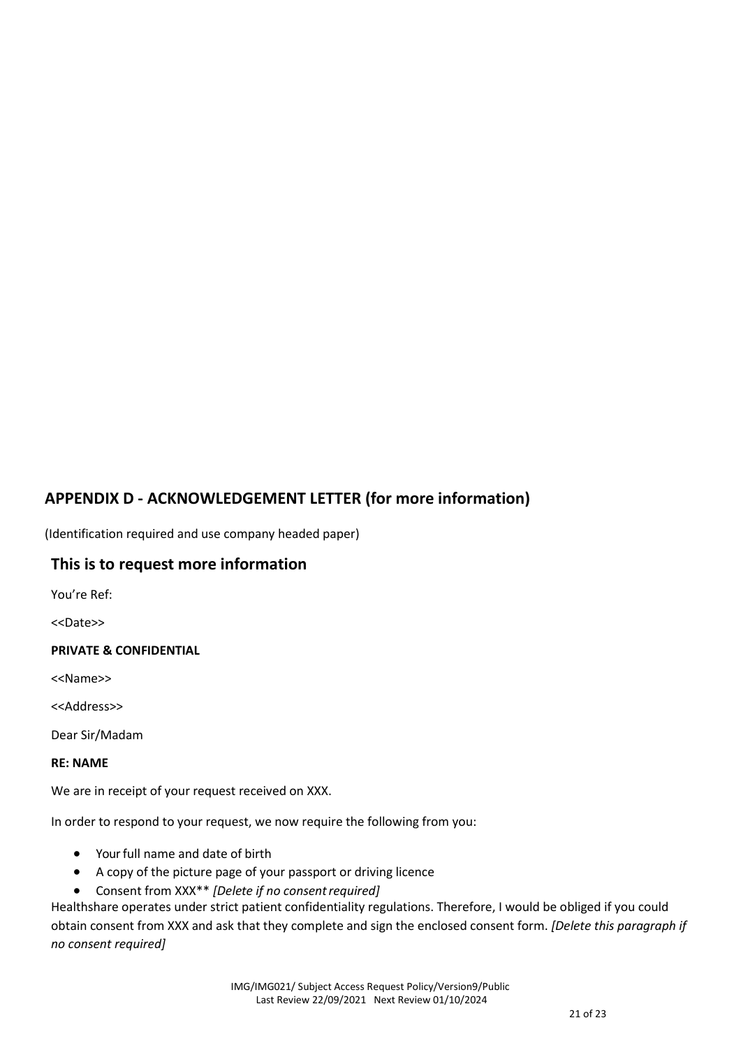## APPENDIX D - ACKNOWLEDGEMENT LETTER (for more information)

(Identification required and use company headed paper)

### This is to request more information

You're Ref:

<<Date>>

**PRIVATE & CONFIDENTIAL**

<<Name>>

<<Address>>

Dear Sir/Madam

**RE: NAME**

We are in receipt of your request received on XXX.

In order to respond to your request, we now require the following from you:

- Your full name and date of birth
- A copy of the picture page of your passport or driving licence
- Consent from XXX** *[Delete if no consent required]*

Healthshare operates under strict patient confidentiality regulations. Therefore, I would be obliged if you could obtain consent from XXX and ask that they complete and sign the enclosed consent form. *[Delete this paragraph if no consent required]*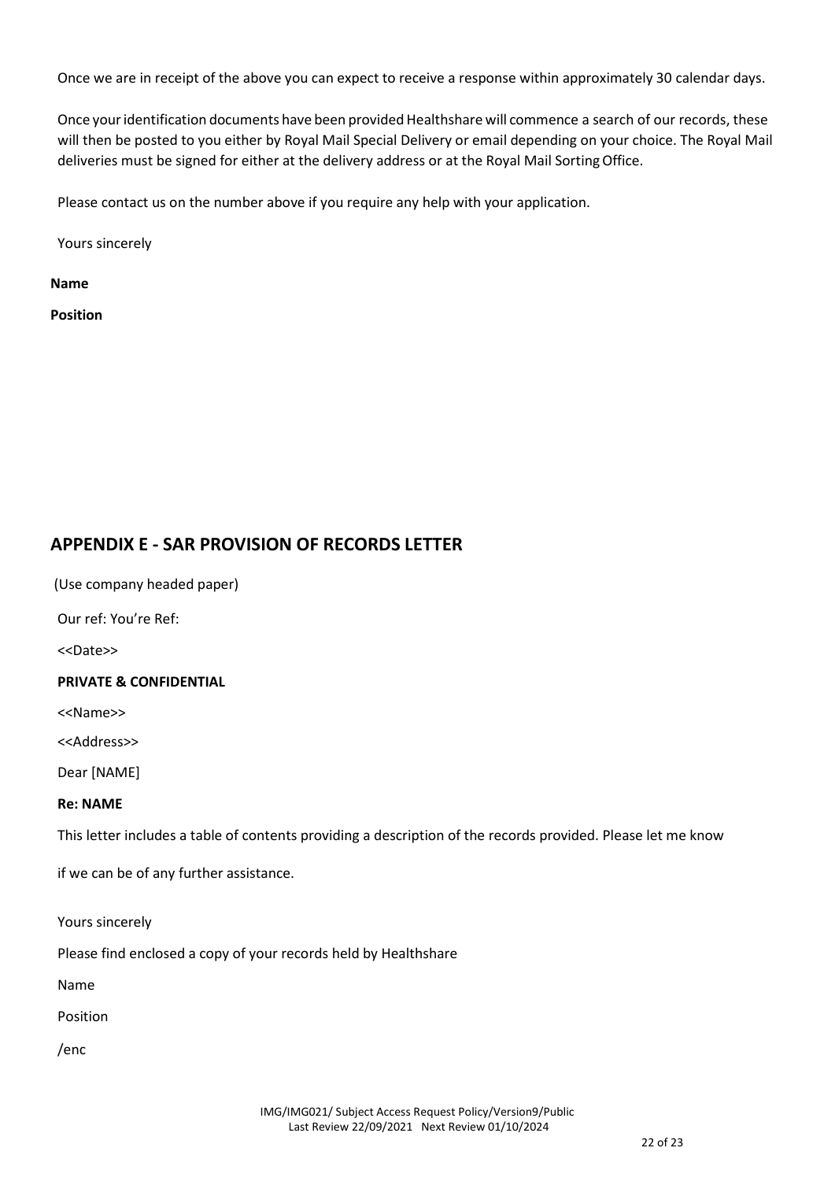Once we are in receipt of the above you can expect to receive a response within approximately 30 calendar days.

Once your identification documents have been provided Healthshare will commence a search of our records, these will then be posted to you either by Royal Mail Special Delivery or email depending on your choice. The Royal Mail deliveries must be signed for either at the delivery address or at the Royal Mail Sorting Office.

Please contact us on the number above if you require any help with your application.

Yours sincerely

**Name**

**Position**

## APPENDIX E - SAR PROVISION OF RECORDS LETTER

(Use company headed paper)

Our ref: You're Ref:

<<Date>>

**PRIVATE & CONFIDENTIAL**

<<Name>>

<<Address>>

Dear [NAME]

**Re: NAME**

This letter includes a table of contents providing a description of the records provided. Please let me know

if we can be of any further assistance.

Yours sincerely

Please find enclosed a copy of your records held by Healthshare

Name

Position

/enc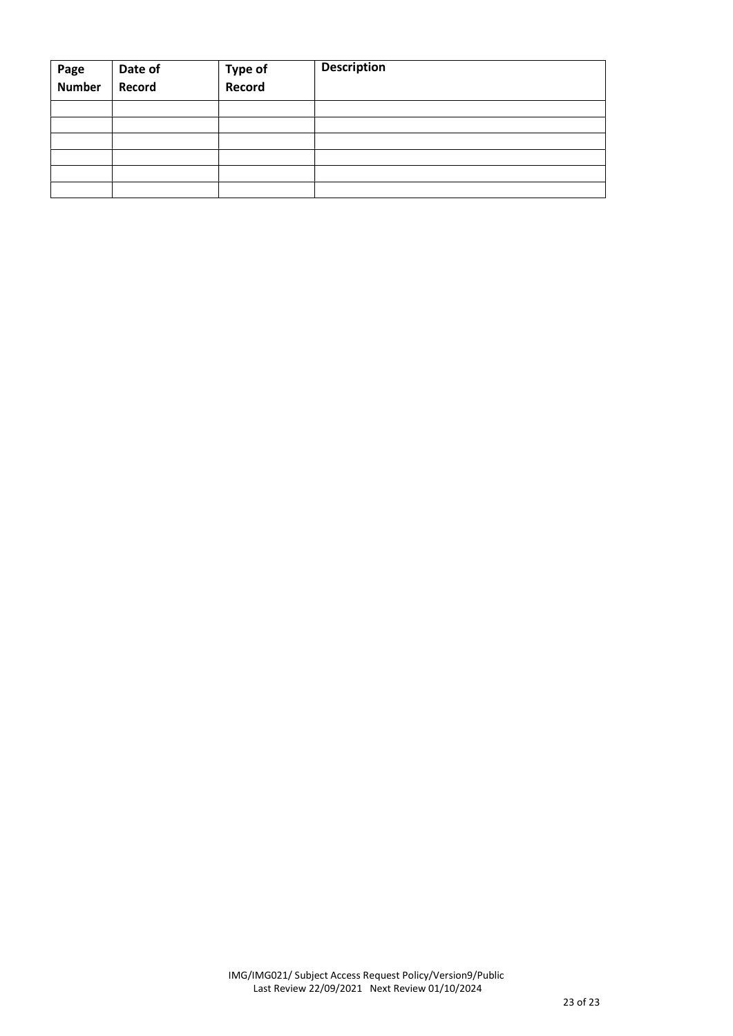| Page Number | Date of Record | Type of Record | Description |
|---|---|---|---|
| | | | |
| | | | |
| | | | |
| | | | |
| | | | |
| | | | |